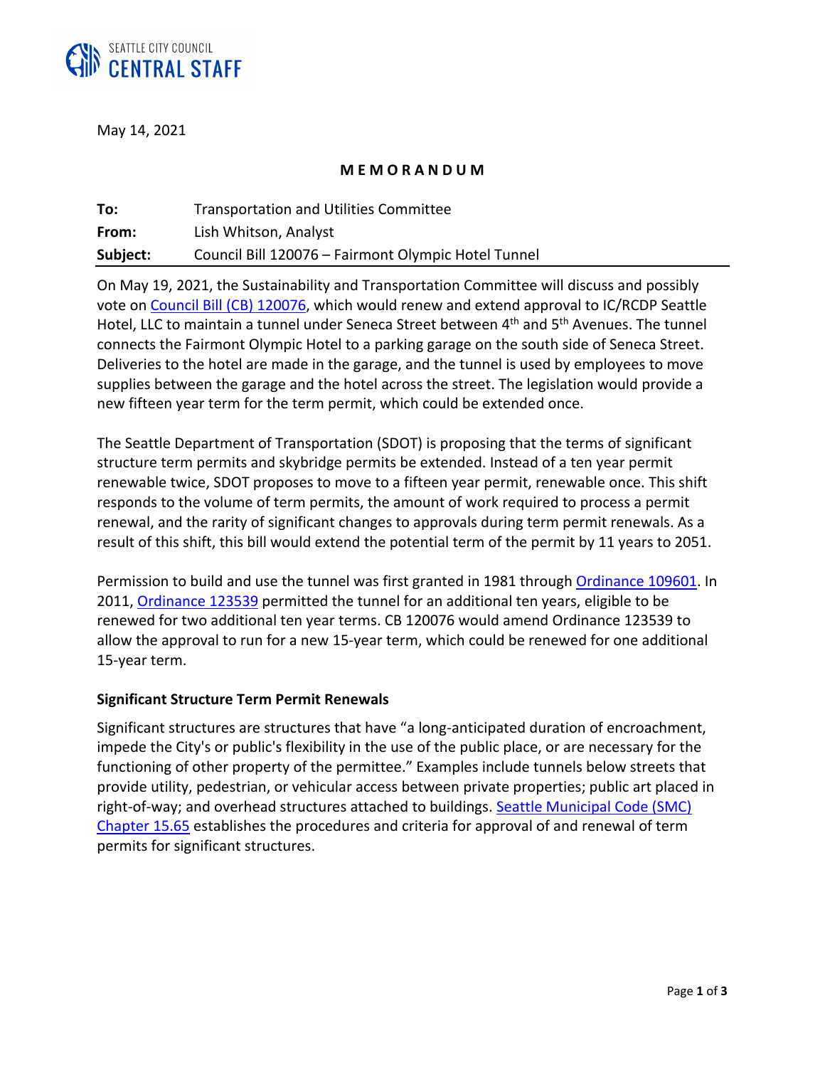SEATTLE CITY COUNCIL
CENTRAL STAFF

May 14, 2021

**M E M O R A N D U M**

| | |
|---|---|
| **To:** | Transportation and Utilities Committee |
| **From:** | Lish Whitson, Analyst |
| **Subject:** | Council Bill 120076 – Fairmont Olympic Hotel Tunnel |

On May 19, 2021, the Sustainability and Transportation Committee will discuss and possibly vote on [Council Bill (CB) 120076](), which would renew and extend approval to IC/RCDP Seattle Hotel, LLC to maintain a tunnel under Seneca Street between 4th and 5th Avenues. The tunnel connects the Fairmont Olympic Hotel to a parking garage on the south side of Seneca Street. Deliveries to the hotel are made in the garage, and the tunnel is used by employees to move supplies between the garage and the hotel across the street. The legislation would provide a new fifteen year term for the term permit, which could be extended once.

The Seattle Department of Transportation (SDOT) is proposing that the terms of significant structure term permits and skybridge permits be extended. Instead of a ten year permit renewable twice, SDOT proposes to move to a fifteen year permit, renewable once. This shift responds to the volume of term permits, the amount of work required to process a permit renewal, and the rarity of significant changes to approvals during term permit renewals. As a result of this shift, this bill would extend the potential term of the permit by 11 years to 2051.

Permission to build and use the tunnel was first granted in 1981 through [Ordinance 109601](). In 2011, [Ordinance 123539]() permitted the tunnel for an additional ten years, eligible to be renewed for two additional ten year terms. CB 120076 would amend Ordinance 123539 to allow the approval to run for a new 15-year term, which could be renewed for one additional 15-year term.

### Significant Structure Term Permit Renewals

Significant structures are structures that have "a long-anticipated duration of encroachment, impede the City's or public's flexibility in the use of the public place, or are necessary for the functioning of other property of the permittee." Examples include tunnels below streets that provide utility, pedestrian, or vehicular access between private properties; public art placed in right-of-way; and overhead structures attached to buildings. [Seattle Municipal Code (SMC) Chapter 15.65]() establishes the procedures and criteria for approval of and renewal of term permits for significant structures.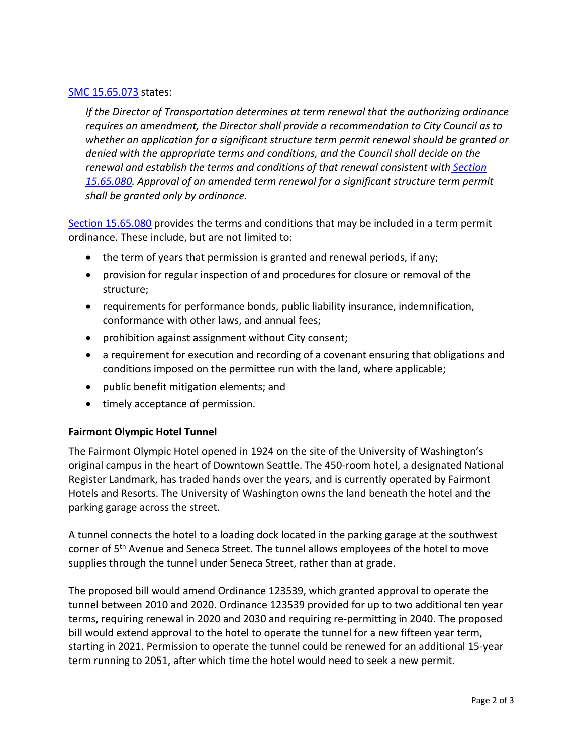[SMC 15.65.073](#) states:

> *If the Director of Transportation determines at term renewal that the authorizing ordinance requires an amendment, the Director shall provide a recommendation to City Council as to whether an application for a significant structure term permit renewal should be granted or denied with the appropriate terms and conditions, and the Council shall decide on the renewal and establish the terms and conditions of that renewal consistent with [Section 15.65.080](#). Approval of an amended term renewal for a significant structure term permit shall be granted only by ordinance.*

[Section 15.65.080](#) provides the terms and conditions that may be included in a term permit ordinance. These include, but are not limited to:

- the term of years that permission is granted and renewal periods, if any;
- provision for regular inspection of and procedures for closure or removal of the structure;
- requirements for performance bonds, public liability insurance, indemnification, conformance with other laws, and annual fees;
- prohibition against assignment without City consent;
- a requirement for execution and recording of a covenant ensuring that obligations and conditions imposed on the permittee run with the land, where applicable;
- public benefit mitigation elements; and
- timely acceptance of permission.

**Fairmont Olympic Hotel Tunnel**

The Fairmont Olympic Hotel opened in 1924 on the site of the University of Washington's original campus in the heart of Downtown Seattle. The 450-room hotel, a designated National Register Landmark, has traded hands over the years, and is currently operated by Fairmont Hotels and Resorts. The University of Washington owns the land beneath the hotel and the parking garage across the street.

A tunnel connects the hotel to a loading dock located in the parking garage at the southwest corner of 5th Avenue and Seneca Street. The tunnel allows employees of the hotel to move supplies through the tunnel under Seneca Street, rather than at grade.

The proposed bill would amend Ordinance 123539, which granted approval to operate the tunnel between 2010 and 2020. Ordinance 123539 provided for up to two additional ten year terms, requiring renewal in 2020 and 2030 and requiring re-permitting in 2040. The proposed bill would extend approval to the hotel to operate the tunnel for a new fifteen year term, starting in 2021. Permission to operate the tunnel could be renewed for an additional 15-year term running to 2051, after which time the hotel would need to seek a new permit.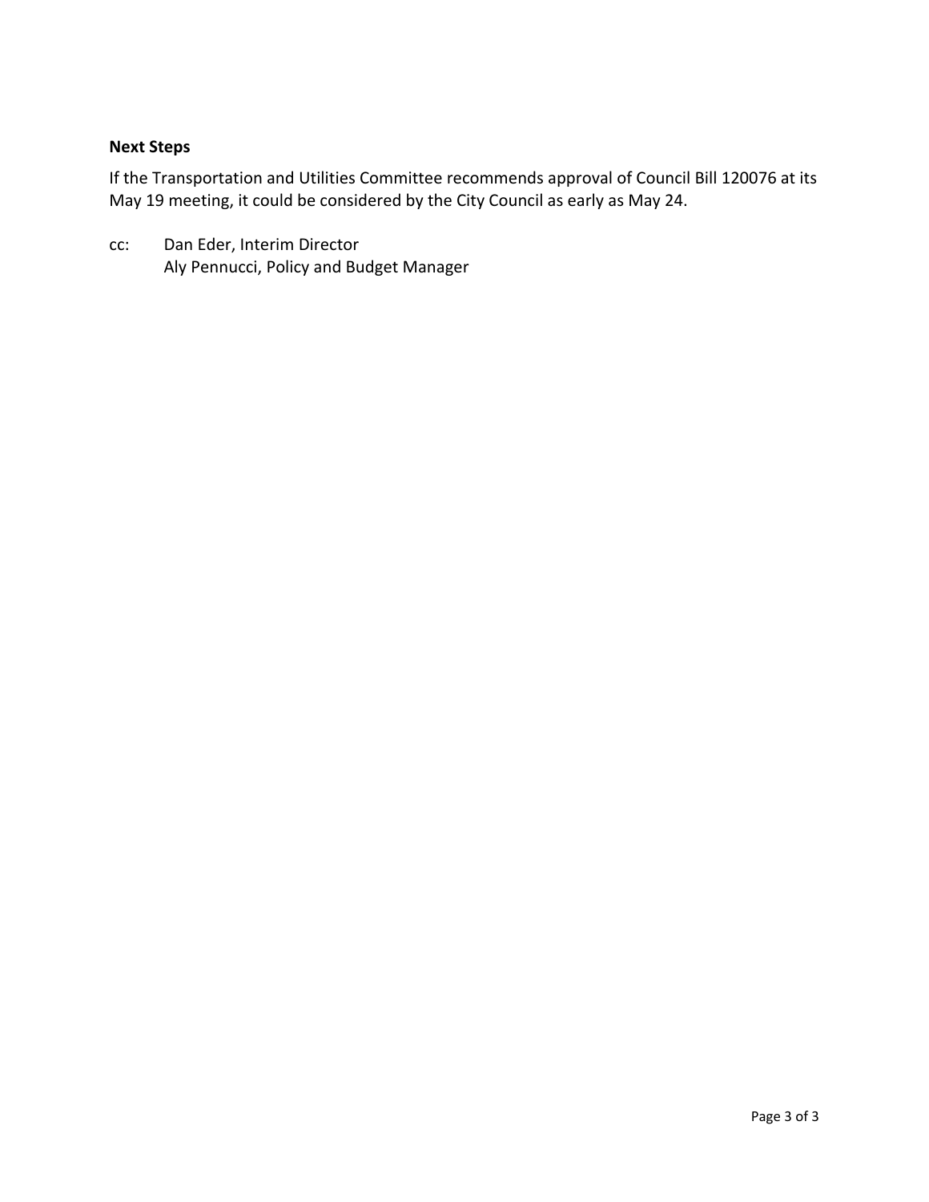**Next Steps**

If the Transportation and Utilities Committee recommends approval of Council Bill 120076 at its May 19 meeting, it could be considered by the City Council as early as May 24.

cc: Dan Eder, Interim Director
Aly Pennucci, Policy and Budget Manager